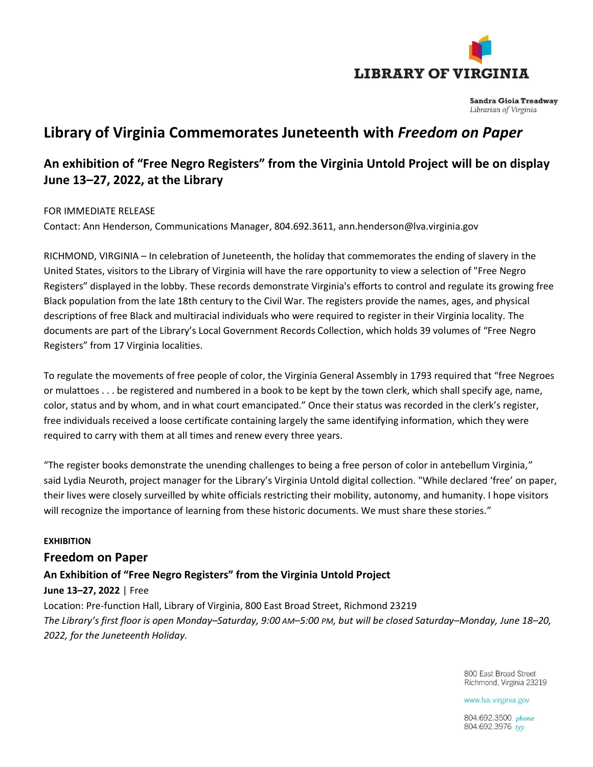LIBRARY OF VIRGINIA

**Sandra Gioia Treadway**
*Librarian of Virginia*

# Library of Virginia Commemorates Juneteenth with *Freedom on Paper*

## An exhibition of "Free Negro Registers" from the Virginia Untold Project will be on display June 13–27, 2022, at the Library

FOR IMMEDIATE RELEASE
Contact: Ann Henderson, Communications Manager, 804.692.3611, ann.henderson@lva.virginia.gov

RICHMOND, VIRGINIA – In celebration of Juneteenth, the holiday that commemorates the ending of slavery in the United States, visitors to the Library of Virginia will have the rare opportunity to view a selection of "Free Negro Registers" displayed in the lobby. These records demonstrate Virginia's efforts to control and regulate its growing free Black population from the late 18th century to the Civil War. The registers provide the names, ages, and physical descriptions of free Black and multiracial individuals who were required to register in their Virginia locality. The documents are part of the Library's Local Government Records Collection, which holds 39 volumes of "Free Negro Registers" from 17 Virginia localities.

To regulate the movements of free people of color, the Virginia General Assembly in 1793 required that "free Negroes or mulattoes . . . be registered and numbered in a book to be kept by the town clerk, which shall specify age, name, color, status and by whom, and in what court emancipated." Once their status was recorded in the clerk's register, free individuals received a loose certificate containing largely the same identifying information, which they were required to carry with them at all times and renew every three years.

"The register books demonstrate the unending challenges to being a free person of color in antebellum Virginia," said Lydia Neuroth, project manager for the Library's Virginia Untold digital collection. "While declared 'free' on paper, their lives were closely surveilled by white officials restricting their mobility, autonomy, and humanity. I hope visitors will recognize the importance of learning from these historic documents. We must share these stories."

**EXHIBITION**

### Freedom on Paper

**An Exhibition of "Free Negro Registers" from the Virginia Untold Project**

**June 13–27, 2022** | Free

Location: Pre-function Hall, Library of Virginia, 800 East Broad Street, Richmond 23219

*The Library's first floor is open Monday–Saturday, 9:00 AM–5:00 PM, but will be closed Saturday–Monday, June 18–20, 2022, for the Juneteenth Holiday.*

800 East Broad Street
Richmond, Virginia 23219

www.lva.virginia.gov

804.692.3500 *phone*
804.692.3976 *tyy*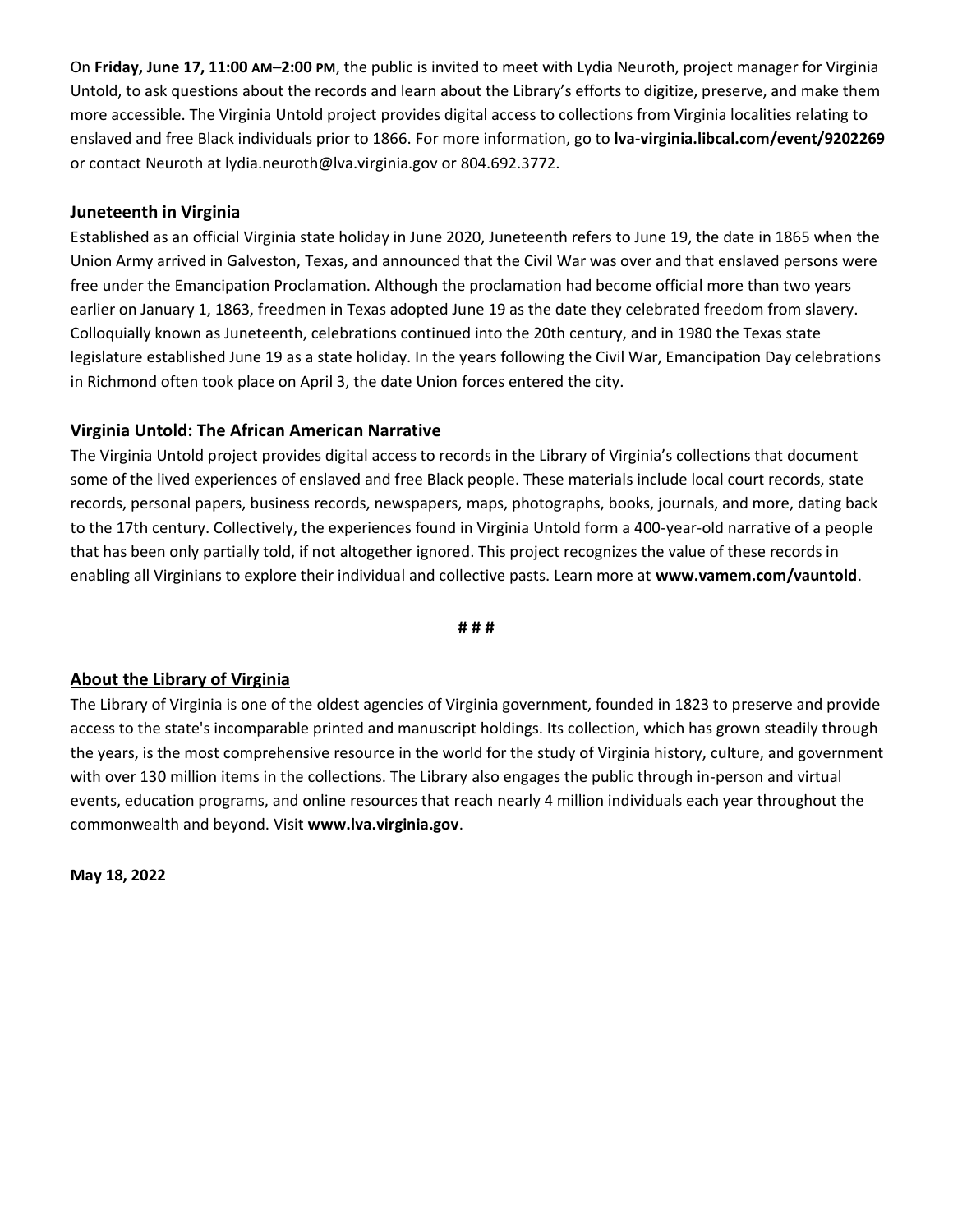On **Friday, June 17, 11:00 AM–2:00 PM**, the public is invited to meet with Lydia Neuroth, project manager for Virginia Untold, to ask questions about the records and learn about the Library's efforts to digitize, preserve, and make them more accessible. The Virginia Untold project provides digital access to collections from Virginia localities relating to enslaved and free Black individuals prior to 1866. For more information, go to **lva-virginia.libcal.com/event/9202269** or contact Neuroth at lydia.neuroth@lva.virginia.gov or 804.692.3772.

### Juneteenth in Virginia

Established as an official Virginia state holiday in June 2020, Juneteenth refers to June 19, the date in 1865 when the Union Army arrived in Galveston, Texas, and announced that the Civil War was over and that enslaved persons were free under the Emancipation Proclamation. Although the proclamation had become official more than two years earlier on January 1, 1863, freedmen in Texas adopted June 19 as the date they celebrated freedom from slavery. Colloquially known as Juneteenth, celebrations continued into the 20th century, and in 1980 the Texas state legislature established June 19 as a state holiday. In the years following the Civil War, Emancipation Day celebrations in Richmond often took place on April 3, the date Union forces entered the city.

### Virginia Untold: The African American Narrative

The Virginia Untold project provides digital access to records in the Library of Virginia's collections that document some of the lived experiences of enslaved and free Black people. These materials include local court records, state records, personal papers, business records, newspapers, maps, photographs, books, journals, and more, dating back to the 17th century. Collectively, the experiences found in Virginia Untold form a 400-year-old narrative of a people that has been only partially told, if not altogether ignored. This project recognizes the value of these records in enabling all Virginians to explore their individual and collective pasts. Learn more at **www.vamem.com/vauntold**.

**# # #**

### About the Library of Virginia

The Library of Virginia is one of the oldest agencies of Virginia government, founded in 1823 to preserve and provide access to the state's incomparable printed and manuscript holdings. Its collection, which has grown steadily through the years, is the most comprehensive resource in the world for the study of Virginia history, culture, and government with over 130 million items in the collections. The Library also engages the public through in-person and virtual events, education programs, and online resources that reach nearly 4 million individuals each year throughout the commonwealth and beyond. Visit **www.lva.virginia.gov**.

**May 18, 2022**